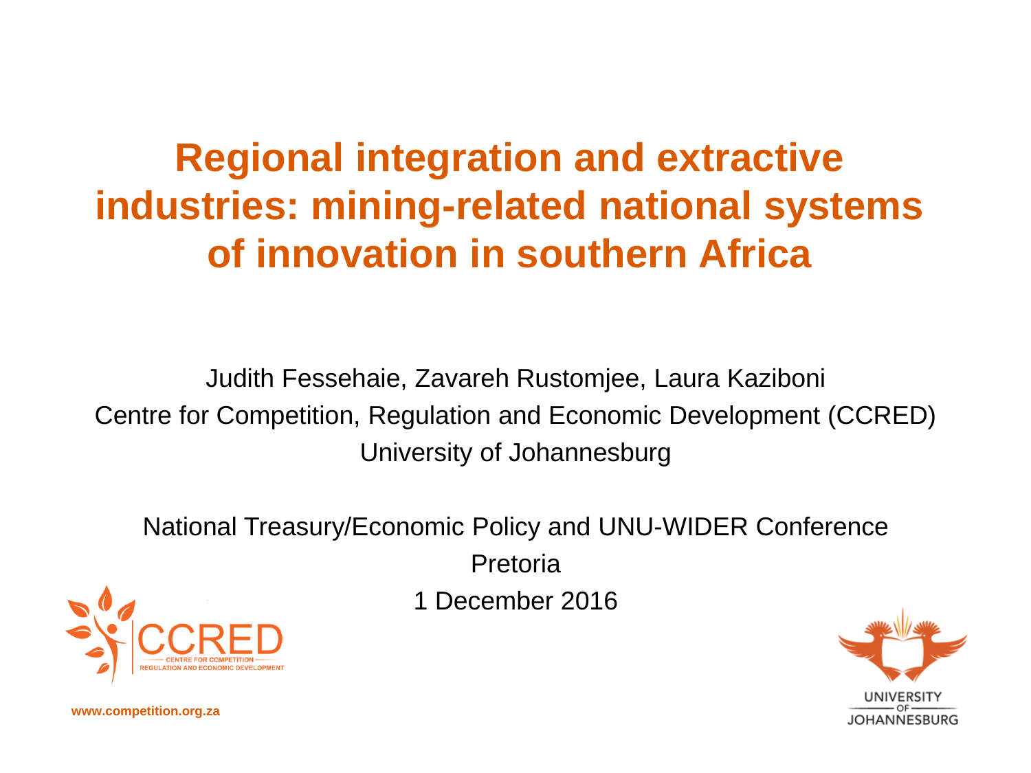# Regional integration and extractive industries: mining-related national systems of innovation in southern Africa

Judith Fessehaie, Zavareh Rustomjee, Laura Kaziboni

Centre for Competition, Regulation and Economic Development (CCRED)

University of Johannesburg

National Treasury/Economic Policy and UNU-WIDER Conference

Pretoria

1 December 2016

CCRED — CENTRE FOR COMPETITION REGULATION AND ECONOMIC DEVELOPMENT

www.competition.org.za

UNIVERSITY OF JOHANNESBURG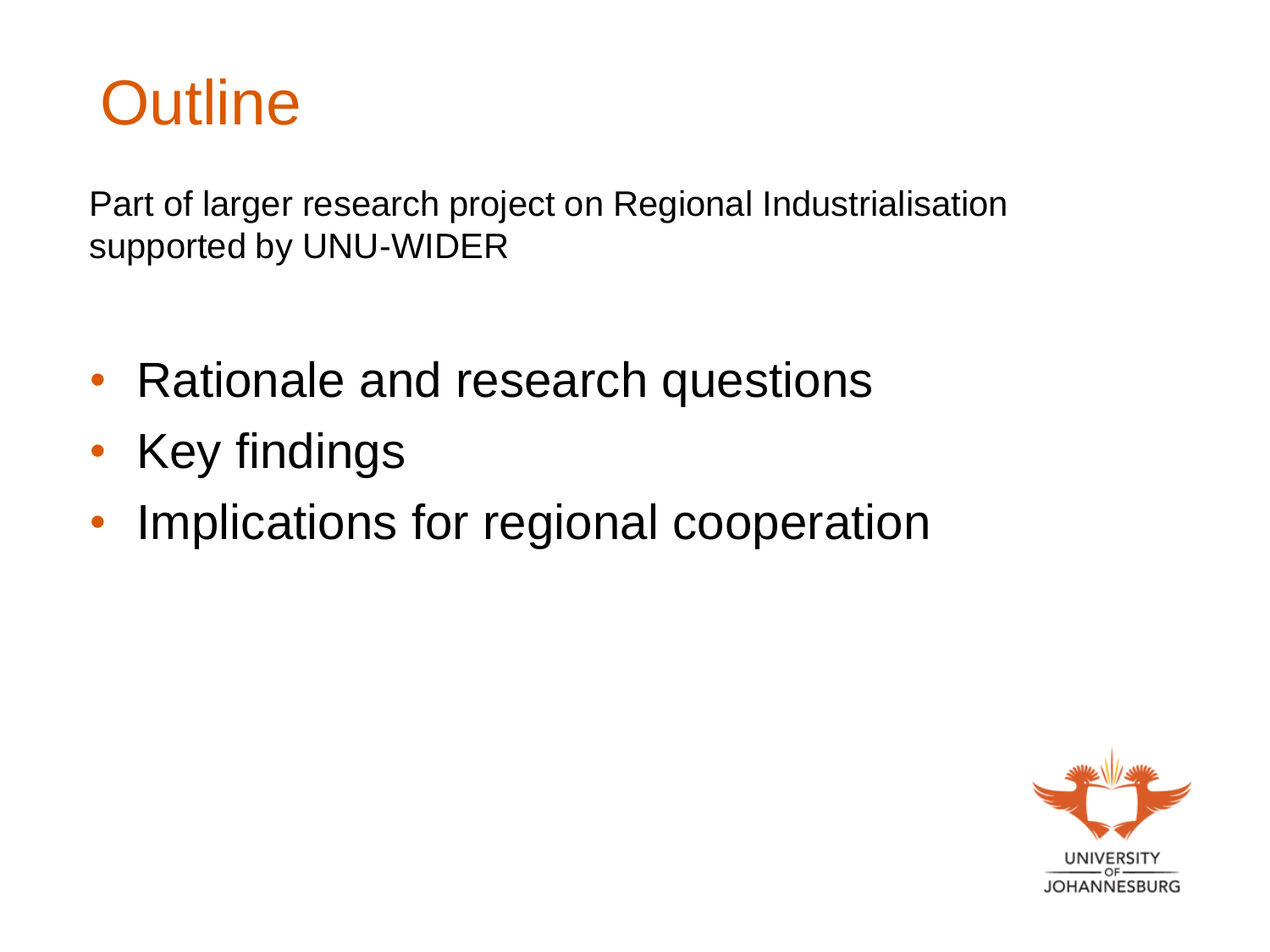# Outline

Part of larger research project on Regional Industrialisation supported by UNU-WIDER

- Rationale and research questions
- Key findings
- Implications for regional cooperation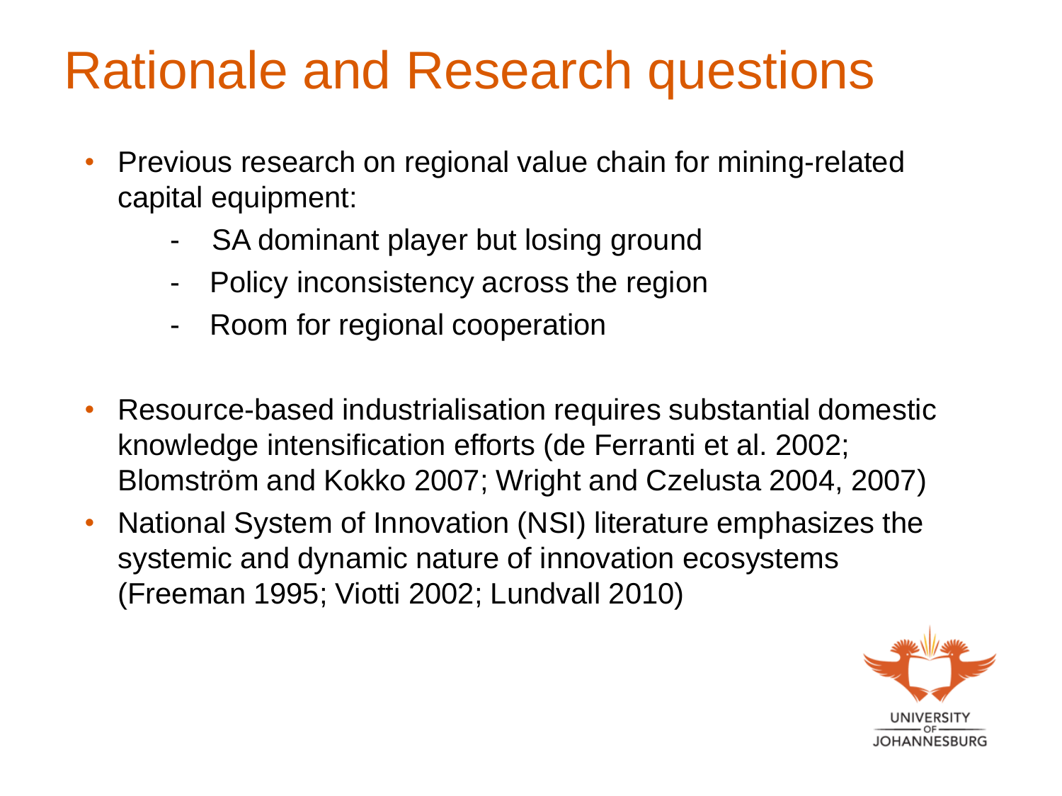# Rationale and Research questions

- Previous research on regional value chain for mining-related capital equipment:
    - SA dominant player but losing ground
    - Policy inconsistency across the region
    - Room for regional cooperation

- Resource-based industrialisation requires substantial domestic knowledge intensification efforts (de Ferranti et al. 2002; Blomström and Kokko 2007; Wright and Czelusta 2004, 2007)
- National System of Innovation (NSI) literature emphasizes the systemic and dynamic nature of innovation ecosystems (Freeman 1995; Viotti 2002; Lundvall 2010)

UNIVERSITY OF JOHANNESBURG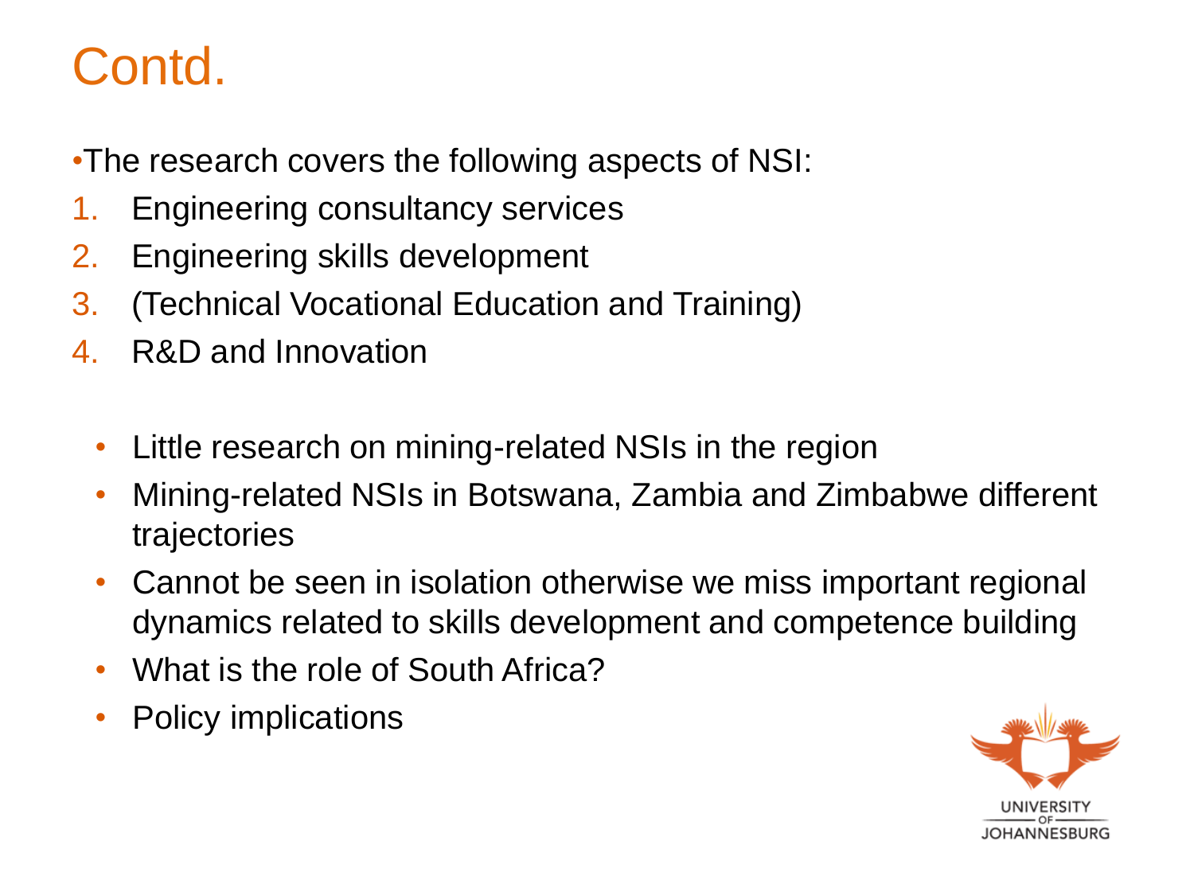# Contd.

- The research covers the following aspects of NSI:

1. Engineering consultancy services
2. Engineering skills development
3. (Technical Vocational Education and Training)
4. R&D and Innovation

- Little research on mining-related NSIs in the region
- Mining-related NSIs in Botswana, Zambia and Zimbabwe different trajectories
- Cannot be seen in isolation otherwise we miss important regional dynamics related to skills development and competence building
- What is the role of South Africa?
- Policy implications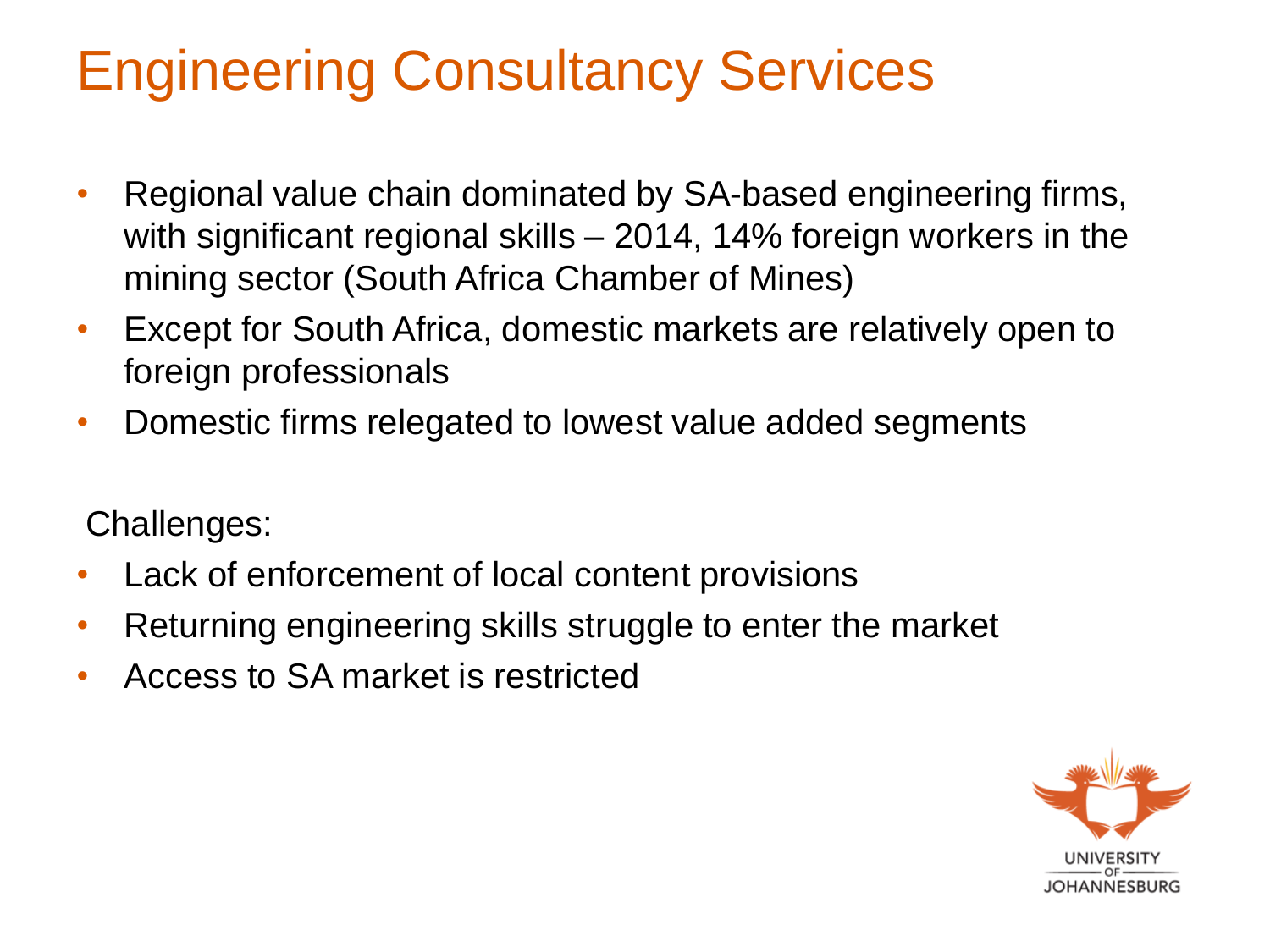# Engineering Consultancy Services

- Regional value chain dominated by SA-based engineering firms, with significant regional skills – 2014, 14% foreign workers in the mining sector (South Africa Chamber of Mines)
- Except for South Africa, domestic markets are relatively open to foreign professionals
- Domestic firms relegated to lowest value added segments

Challenges:

- Lack of enforcement of local content provisions
- Returning engineering skills struggle to enter the market
- Access to SA market is restricted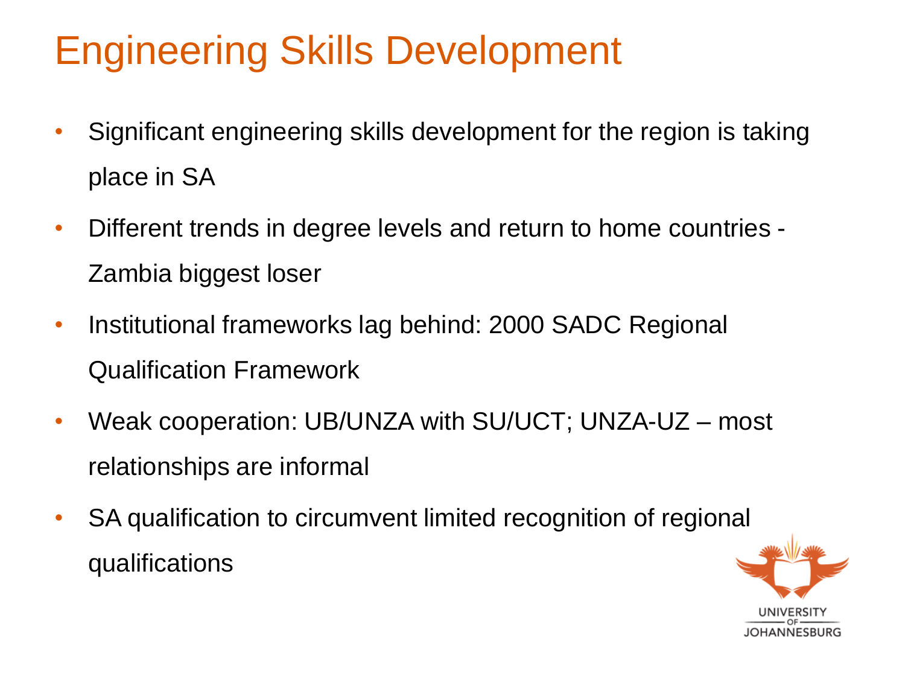# Engineering Skills Development

- Significant engineering skills development for the region is taking place in SA
- Different trends in degree levels and return to home countries - Zambia biggest loser
- Institutional frameworks lag behind: 2000 SADC Regional Qualification Framework
- Weak cooperation: UB/UNZA with SU/UCT; UNZA-UZ – most relationships are informal
- SA qualification to circumvent limited recognition of regional qualifications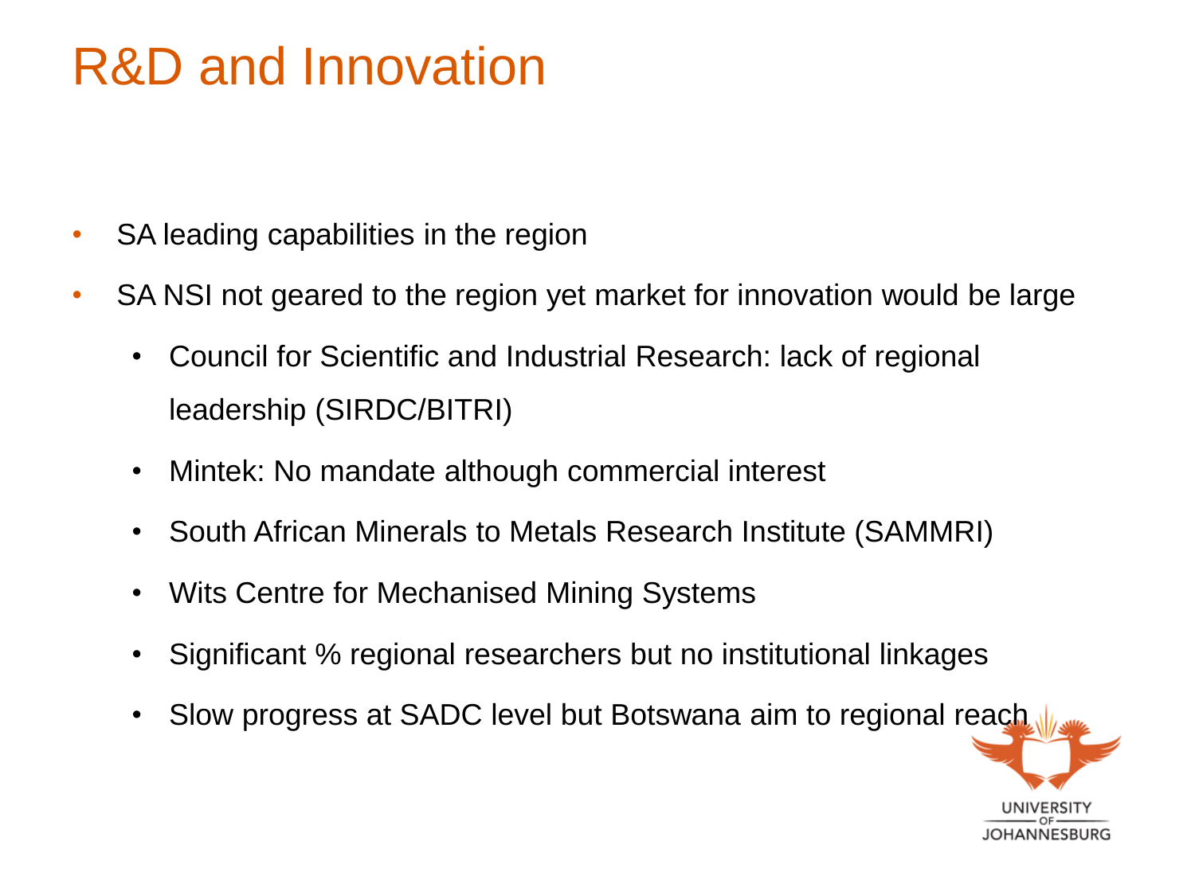# R&D and Innovation

- SA leading capabilities in the region
- SA NSI not geared to the region yet market for innovation would be large
  - Council for Scientific and Industrial Research: lack of regional leadership (SIRDC/BITRI)
  - Mintek: No mandate although commercial interest
  - South African Minerals to Metals Research Institute (SAMMRI)
  - Wits Centre for Mechanised Mining Systems
  - Significant % regional researchers but no institutional linkages
  - Slow progress at SADC level but Botswana aim to regional reach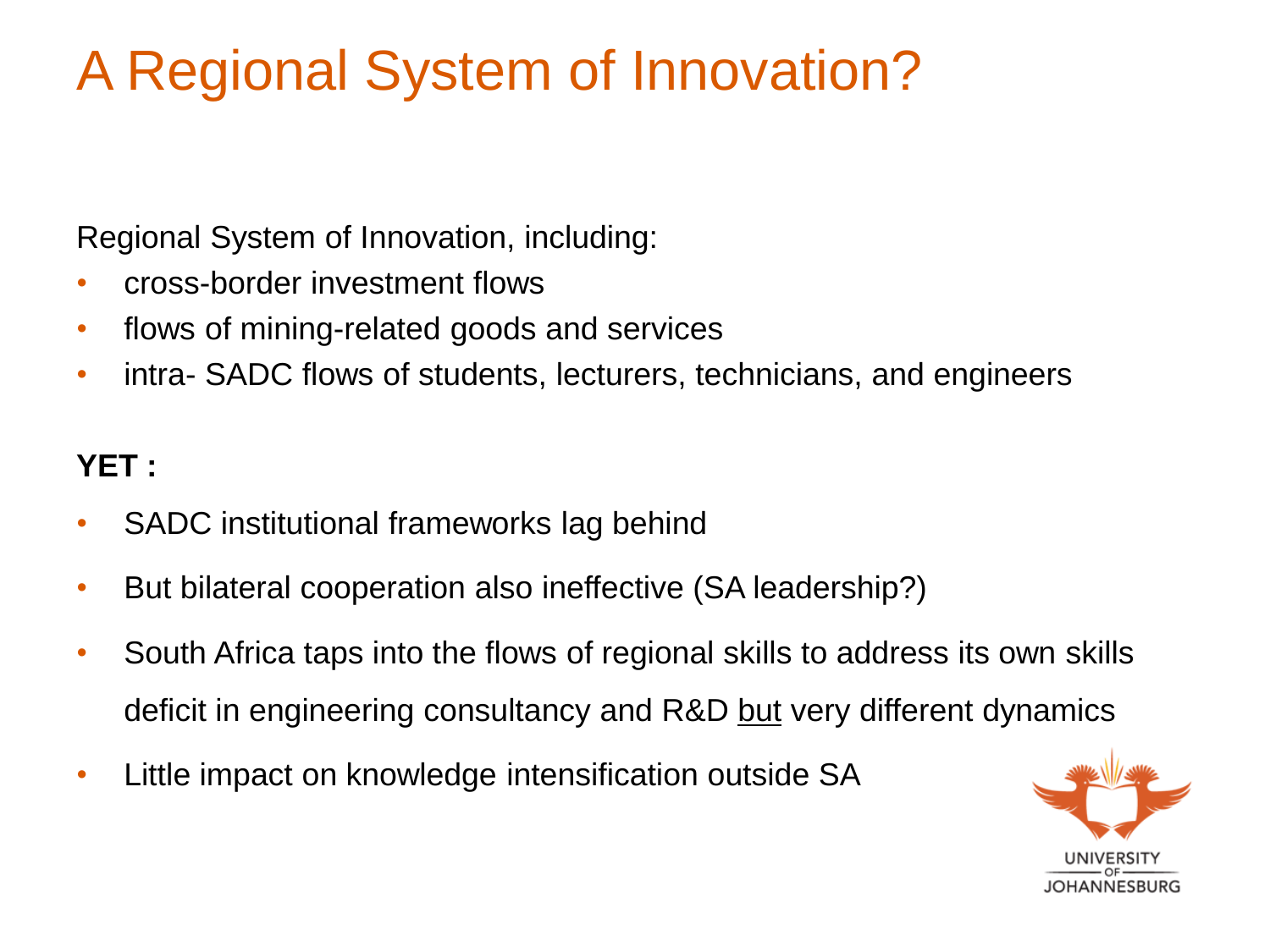# A Regional System of Innovation?

Regional System of Innovation, including:

- cross-border investment flows
- flows of mining-related goods and services
- intra- SADC flows of students, lecturers, technicians, and engineers

**YET :**

- SADC institutional frameworks lag behind
- But bilateral cooperation also ineffective (SA leadership?)
- South Africa taps into the flows of regional skills to address its own skills deficit in engineering consultancy and R&D <u>but</u> very different dynamics
- Little impact on knowledge intensification outside SA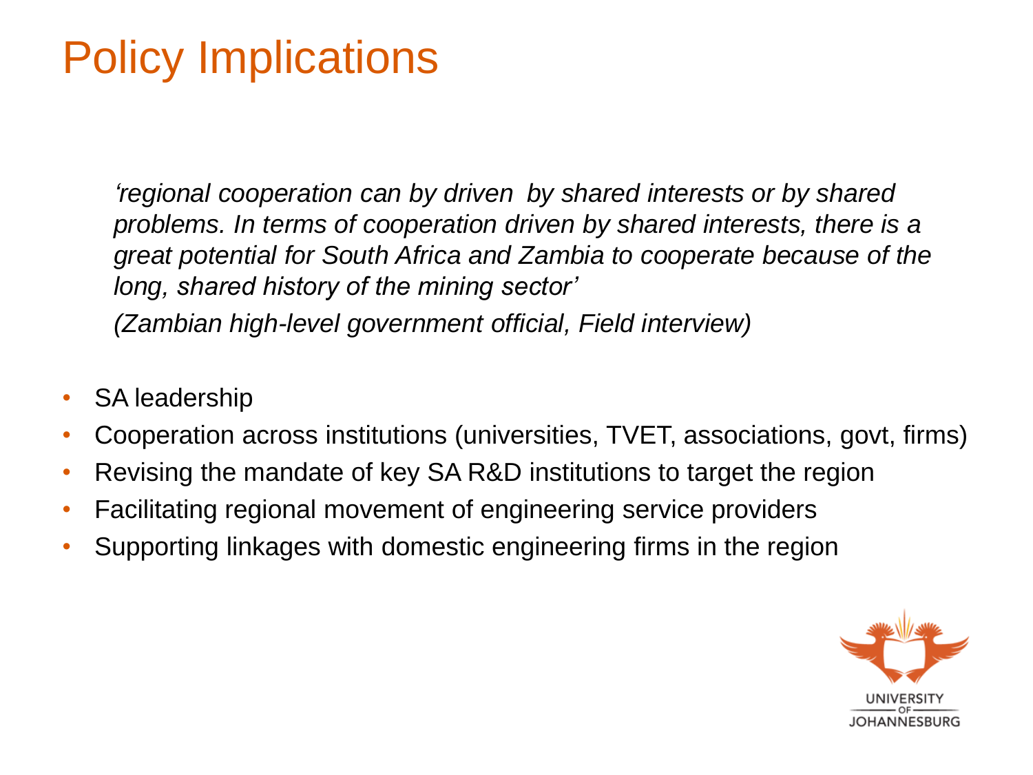# Policy Implications

*'regional cooperation can by driven by shared interests or by shared problems. In terms of cooperation driven by shared interests, there is a great potential for South Africa and Zambia to cooperate because of the long, shared history of the mining sector'*

*(Zambian high-level government official, Field interview)*

- SA leadership
- Cooperation across institutions (universities, TVET, associations, govt, firms)
- Revising the mandate of key SA R&D institutions to target the region
- Facilitating regional movement of engineering service providers
- Supporting linkages with domestic engineering firms in the region

UNIVERSITY OF JOHANNESBURG